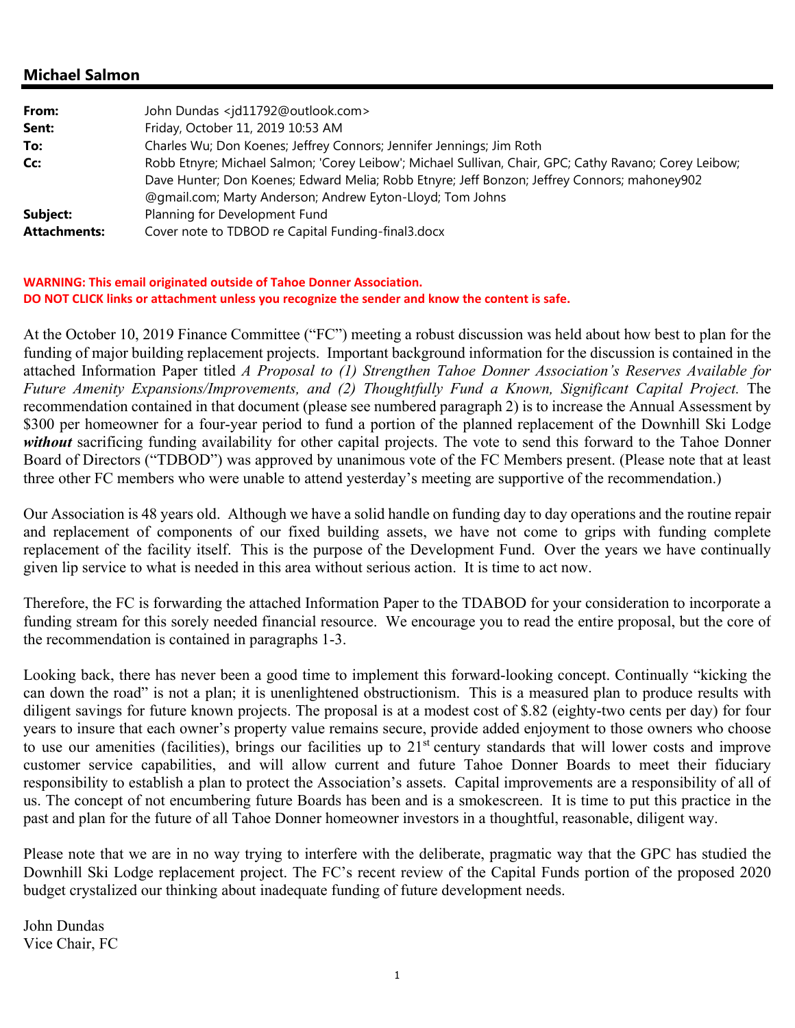## Michael Salmon

| | |
|---|---|
| **From:** | John Dundas <jd11792@outlook.com> |
| **Sent:** | Friday, October 11, 2019 10:53 AM |
| **To:** | Charles Wu; Don Koenes; Jeffrey Connors; Jennifer Jennings; Jim Roth |
| **Cc:** | Robb Etnyre; Michael Salmon; 'Corey Leibow'; Michael Sullivan, Chair, GPC; Cathy Ravano; Corey Leibow; Dave Hunter; Don Koenes; Edward Melia; Robb Etnyre; Jeff Bonzon; Jeffrey Connors; mahoney902 @gmail.com; Marty Anderson; Andrew Eyton-Lloyd; Tom Johns |
| **Subject:** | Planning for Development Fund |
| **Attachments:** | Cover note to TDBOD re Capital Funding-final3.docx |

**WARNING: This email originated outside of Tahoe Donner Association.**
**DO NOT CLICK links or attachment unless you recognize the sender and know the content is safe.**

At the October 10, 2019 Finance Committee ("FC") meeting a robust discussion was held about how best to plan for the funding of major building replacement projects. Important background information for the discussion is contained in the attached Information Paper titled *A Proposal to (1) Strengthen Tahoe Donner Association's Reserves Available for Future Amenity Expansions/Improvements, and (2) Thoughtfully Fund a Known, Significant Capital Project.* The recommendation contained in that document (please see numbered paragraph 2) is to increase the Annual Assessment by $300 per homeowner for a four-year period to fund a portion of the planned replacement of the Downhill Ski Lodge ***without*** sacrificing funding availability for other capital projects. The vote to send this forward to the Tahoe Donner Board of Directors ("TDBOD") was approved by unanimous vote of the FC Members present. (Please note that at least three other FC members who were unable to attend yesterday's meeting are supportive of the recommendation.)

Our Association is 48 years old. Although we have a solid handle on funding day to day operations and the routine repair and replacement of components of our fixed building assets, we have not come to grips with funding complete replacement of the facility itself. This is the purpose of the Development Fund. Over the years we have continually given lip service to what is needed in this area without serious action. It is time to act now.

Therefore, the FC is forwarding the attached Information Paper to the TDABOD for your consideration to incorporate a funding stream for this sorely needed financial resource. We encourage you to read the entire proposal, but the core of the recommendation is contained in paragraphs 1-3.

Looking back, there has never been a good time to implement this forward-looking concept. Continually "kicking the can down the road" is not a plan; it is unenlightened obstructionism. This is a measured plan to produce results with diligent savings for future known projects. The proposal is at a modest cost of $.82 (eighty-two cents per day) for four years to insure that each owner's property value remains secure, provide added enjoyment to those owners who choose to use our amenities (facilities), brings our facilities up to 21st century standards that will lower costs and improve customer service capabilities, and will allow current and future Tahoe Donner Boards to meet their fiduciary responsibility to establish a plan to protect the Association's assets. Capital improvements are a responsibility of all of us. The concept of not encumbering future Boards has been and is a smokescreen. It is time to put this practice in the past and plan for the future of all Tahoe Donner homeowner investors in a thoughtful, reasonable, diligent way.

Please note that we are in no way trying to interfere with the deliberate, pragmatic way that the GPC has studied the Downhill Ski Lodge replacement project. The FC's recent review of the Capital Funds portion of the proposed 2020 budget crystalized our thinking about inadequate funding of future development needs.

John Dundas
Vice Chair, FC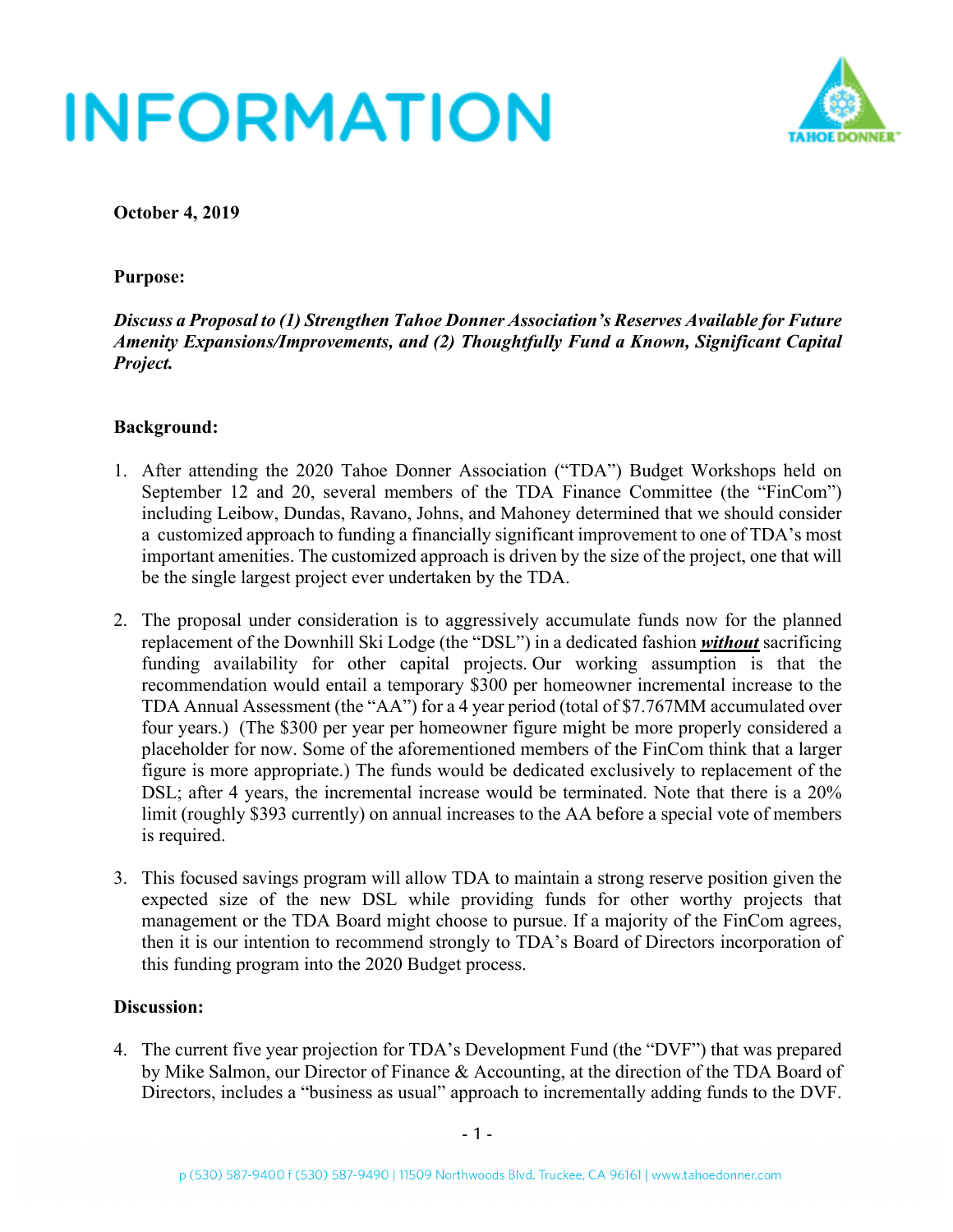# INFORMATION

**October 4, 2019**

**Purpose:**

***Discuss a Proposal to (1) Strengthen Tahoe Donner Association's Reserves Available for Future Amenity Expansions/Improvements, and (2) Thoughtfully Fund a Known, Significant Capital Project.***

**Background:**

1. After attending the 2020 Tahoe Donner Association ("TDA") Budget Workshops held on September 12 and 20, several members of the TDA Finance Committee (the "FinCom") including Leibow, Dundas, Ravano, Johns, and Mahoney determined that we should consider a customized approach to funding a financially significant improvement to one of TDA's most important amenities. The customized approach is driven by the size of the project, one that will be the single largest project ever undertaken by the TDA.

2. The proposal under consideration is to aggressively accumulate funds now for the planned replacement of the Downhill Ski Lodge (the "DSL") in a dedicated fashion ***without*** sacrificing funding availability for other capital projects. Our working assumption is that the recommendation would entail a temporary $300 per homeowner incremental increase to the TDA Annual Assessment (the "AA") for a 4 year period (total of $7.767MM accumulated over four years.) (The $300 per year per homeowner figure might be more properly considered a placeholder for now. Some of the aforementioned members of the FinCom think that a larger figure is more appropriate.) The funds would be dedicated exclusively to replacement of the DSL; after 4 years, the incremental increase would be terminated. Note that there is a 20% limit (roughly $393 currently) on annual increases to the AA before a special vote of members is required.

3. This focused savings program will allow TDA to maintain a strong reserve position given the expected size of the new DSL while providing funds for other worthy projects that management or the TDA Board might choose to pursue. If a majority of the FinCom agrees, then it is our intention to recommend strongly to TDA's Board of Directors incorporation of this funding program into the 2020 Budget process.

**Discussion:**

4. The current five year projection for TDA's Development Fund (the "DVF") that was prepared by Mike Salmon, our Director of Finance & Accounting, at the direction of the TDA Board of Directors, includes a "business as usual" approach to incrementally adding funds to the DVF.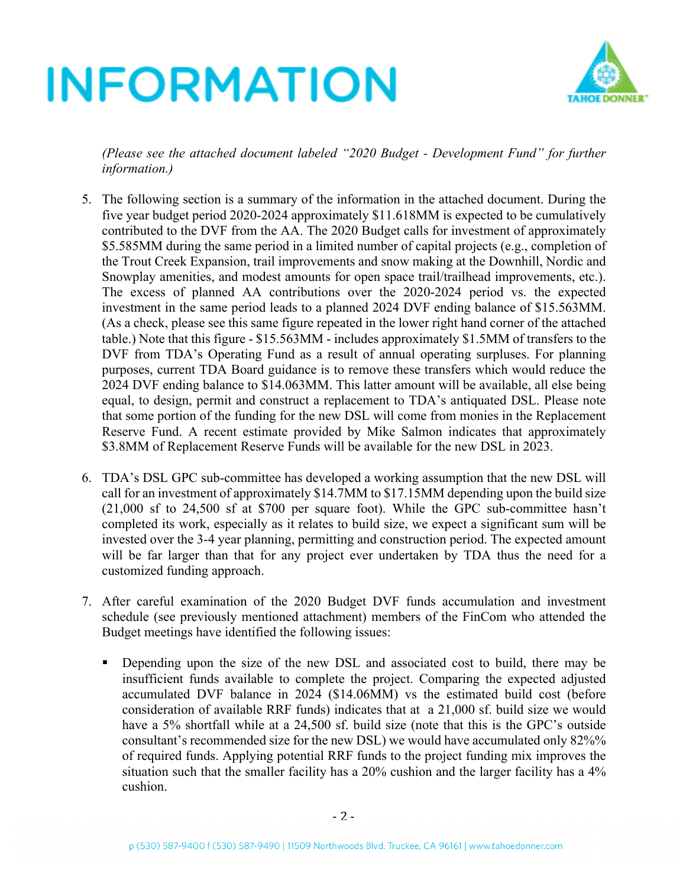*(Please see the attached document labeled "2020 Budget - Development Fund" for further information.)*

5. The following section is a summary of the information in the attached document. During the five year budget period 2020-2024 approximately $11.618MM is expected to be cumulatively contributed to the DVF from the AA. The 2020 Budget calls for investment of approximately $5.585MM during the same period in a limited number of capital projects (e.g., completion of the Trout Creek Expansion, trail improvements and snow making at the Downhill, Nordic and Snowplay amenities, and modest amounts for open space trail/trailhead improvements, etc.). The excess of planned AA contributions over the 2020-2024 period vs. the expected investment in the same period leads to a planned 2024 DVF ending balance of $15.563MM. (As a check, please see this same figure repeated in the lower right hand corner of the attached table.) Note that this figure - $15.563MM - includes approximately $1.5MM of transfers to the DVF from TDA's Operating Fund as a result of annual operating surpluses. For planning purposes, current TDA Board guidance is to remove these transfers which would reduce the 2024 DVF ending balance to $14.063MM. This latter amount will be available, all else being equal, to design, permit and construct a replacement to TDA's antiquated DSL. Please note that some portion of the funding for the new DSL will come from monies in the Replacement Reserve Fund. A recent estimate provided by Mike Salmon indicates that approximately $3.8MM of Replacement Reserve Funds will be available for the new DSL in 2023.

6. TDA's DSL GPC sub-committee has developed a working assumption that the new DSL will call for an investment of approximately $14.7MM to $17.15MM depending upon the build size (21,000 sf to 24,500 sf at $700 per square foot). While the GPC sub-committee hasn't completed its work, especially as it relates to build size, we expect a significant sum will be invested over the 3-4 year planning, permitting and construction period. The expected amount will be far larger than that for any project ever undertaken by TDA thus the need for a customized funding approach.

7. After careful examination of the 2020 Budget DVF funds accumulation and investment schedule (see previously mentioned attachment) members of the FinCom who attended the Budget meetings have identified the following issues:

   - Depending upon the size of the new DSL and associated cost to build, there may be insufficient funds available to complete the project. Comparing the expected adjusted accumulated DVF balance in 2024 ($14.06MM) vs the estimated build cost (before consideration of available RRF funds) indicates that at a 21,000 sf. build size we would have a 5% shortfall while at a 24,500 sf. build size (note that this is the GPC's outside consultant's recommended size for the new DSL) we would have accumulated only 82%% of required funds. Applying potential RRF funds to the project funding mix improves the situation such that the smaller facility has a 20% cushion and the larger facility has a 4% cushion.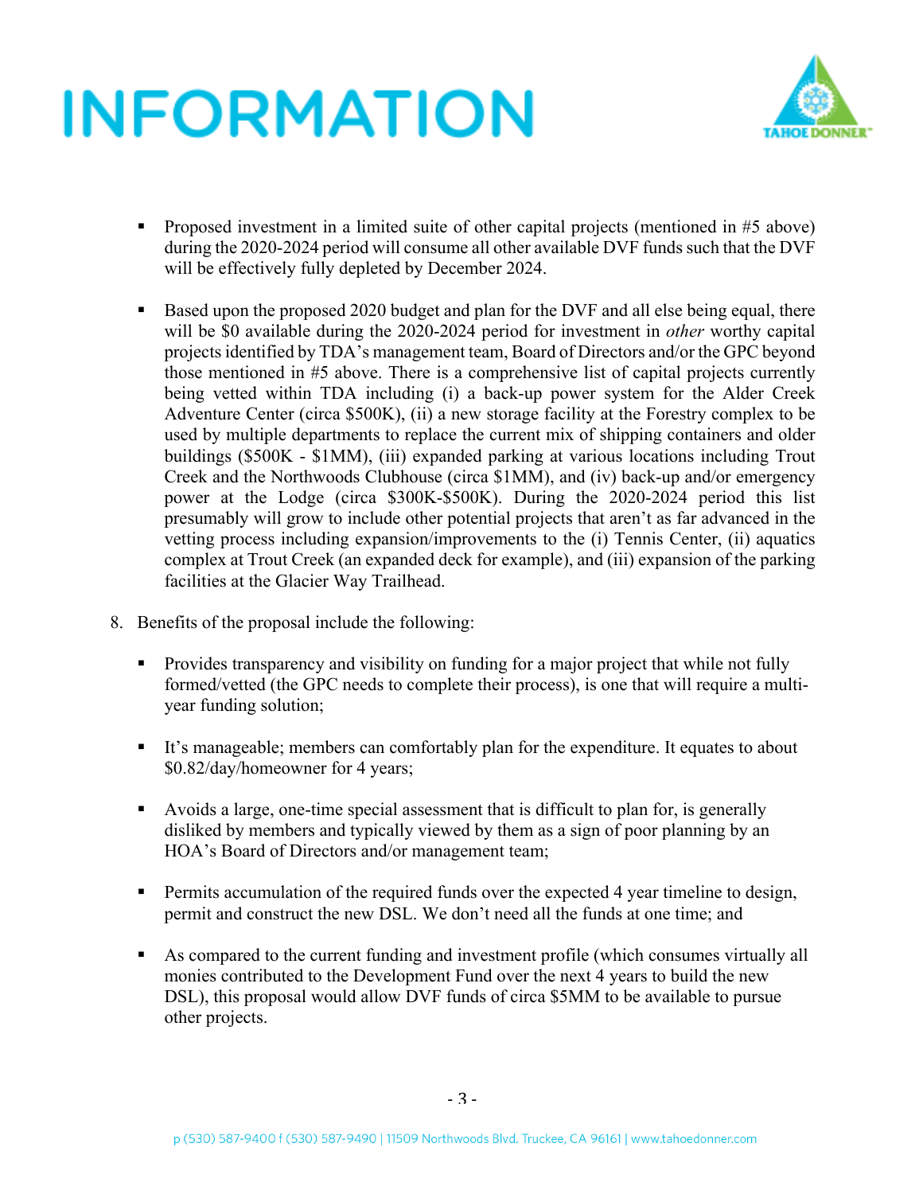- Proposed investment in a limited suite of other capital projects (mentioned in #5 above) during the 2020-2024 period will consume all other available DVF funds such that the DVF will be effectively fully depleted by December 2024.

- Based upon the proposed 2020 budget and plan for the DVF and all else being equal, there will be $0 available during the 2020-2024 period for investment in *other* worthy capital projects identified by TDA's management team, Board of Directors and/or the GPC beyond those mentioned in #5 above. There is a comprehensive list of capital projects currently being vetted within TDA including (i) a back-up power system for the Alder Creek Adventure Center (circa $500K), (ii) a new storage facility at the Forestry complex to be used by multiple departments to replace the current mix of shipping containers and older buildings ($500K - $1MM), (iii) expanded parking at various locations including Trout Creek and the Northwoods Clubhouse (circa $1MM), and (iv) back-up and/or emergency power at the Lodge (circa $300K-$500K). During the 2020-2024 period this list presumably will grow to include other potential projects that aren't as far advanced in the vetting process including expansion/improvements to the (i) Tennis Center, (ii) aquatics complex at Trout Creek (an expanded deck for example), and (iii) expansion of the parking facilities at the Glacier Way Trailhead.

8. Benefits of the proposal include the following:

   - Provides transparency and visibility on funding for a major project that while not fully formed/vetted (the GPC needs to complete their process), is one that will require a multi-year funding solution;

   - It's manageable; members can comfortably plan for the expenditure. It equates to about $0.82/day/homeowner for 4 years;

   - Avoids a large, one-time special assessment that is difficult to plan for, is generally disliked by members and typically viewed by them as a sign of poor planning by an HOA's Board of Directors and/or management team;

   - Permits accumulation of the required funds over the expected 4 year timeline to design, permit and construct the new DSL. We don't need all the funds at one time; and

   - As compared to the current funding and investment profile (which consumes virtually all monies contributed to the Development Fund over the next 4 years to build the new DSL), this proposal would allow DVF funds of circa $5MM to be available to pursue other projects.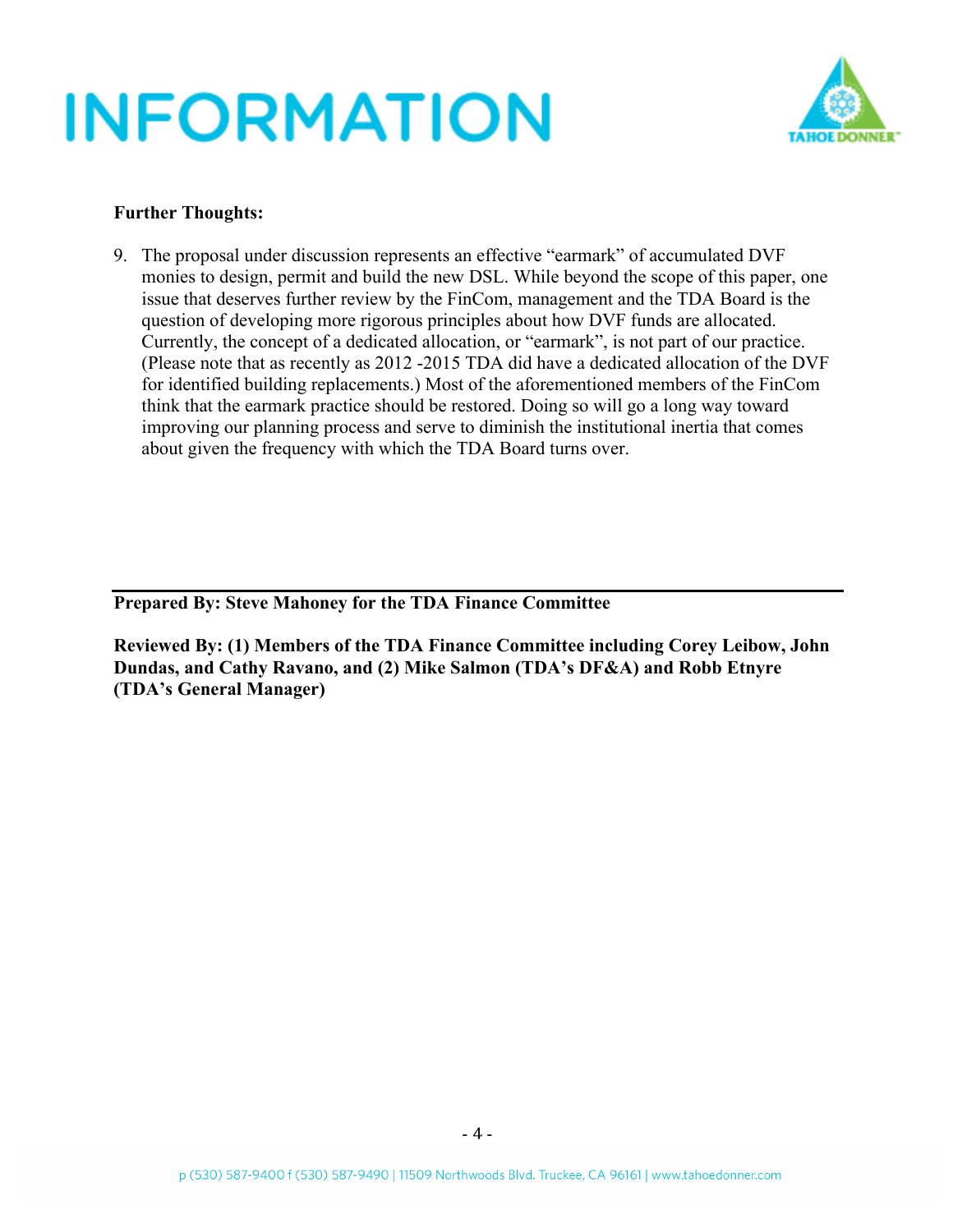# INFORMATION

**Further Thoughts:**

9. The proposal under discussion represents an effective "earmark" of accumulated DVF monies to design, permit and build the new DSL. While beyond the scope of this paper, one issue that deserves further review by the FinCom, management and the TDA Board is the question of developing more rigorous principles about how DVF funds are allocated. Currently, the concept of a dedicated allocation, or "earmark", is not part of our practice. (Please note that as recently as 2012 -2015 TDA did have a dedicated allocation of the DVF for identified building replacements.) Most of the aforementioned members of the FinCom think that the earmark practice should be restored. Doing so will go a long way toward improving our planning process and serve to diminish the institutional inertia that comes about given the frequency with which the TDA Board turns over.

---

**Prepared By: Steve Mahoney for the TDA Finance Committee**

**Reviewed By: (1) Members of the TDA Finance Committee including Corey Leibow, John Dundas, and Cathy Ravano, and (2) Mike Salmon (TDA's DF&A) and Robb Etnyre (TDA's General Manager)**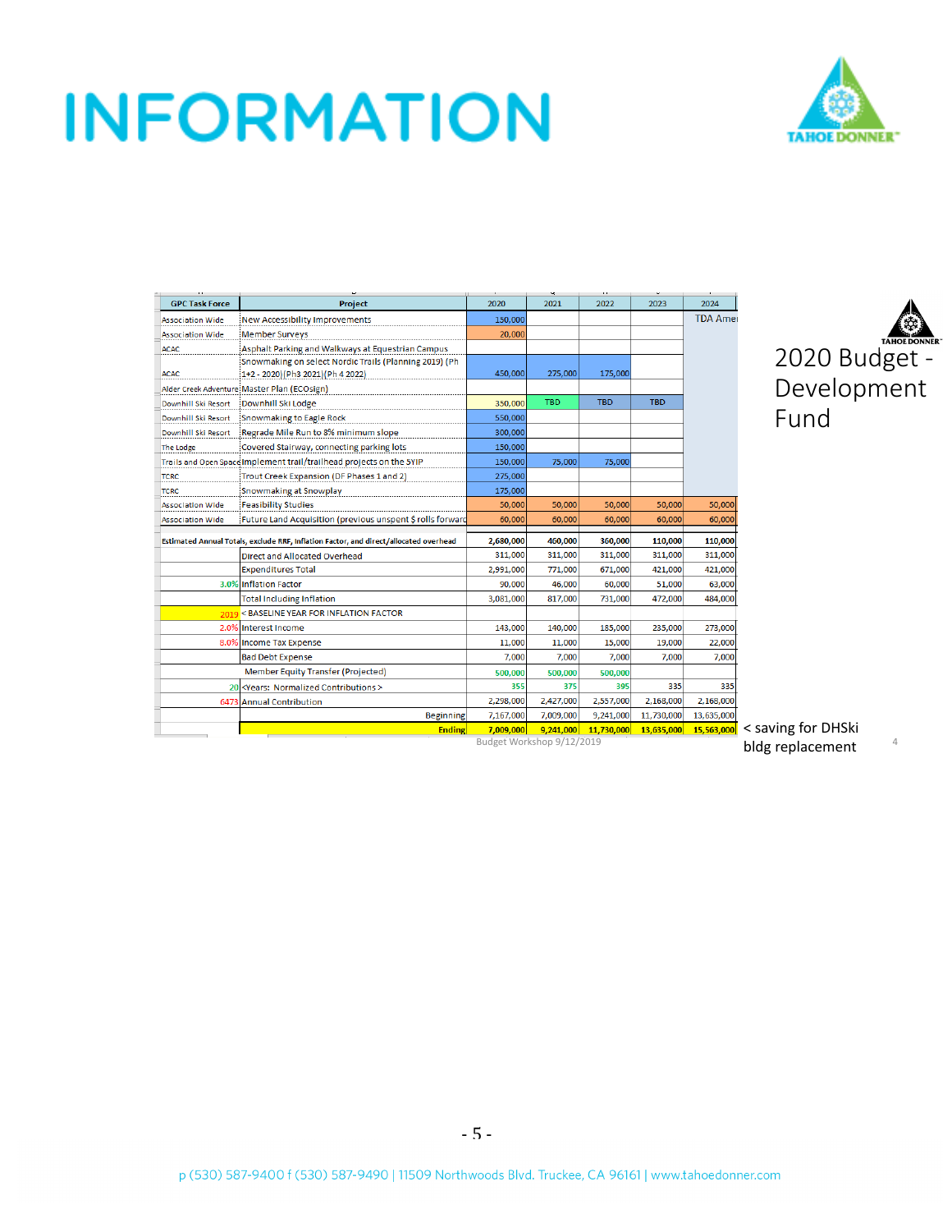# INFORMATION

## 2020 Budget - Development Fund

| GPC Task Force | Project | 2020 | 2021 | 2022 | 2023 | 2024 |
|---|---|---|---|---|---|---|
| Association Wide | New Accessibility Improvements | 150,000 | | | | TDA Amer |
| Association Wide | Member Surveys | 20,000 | | | | |
| ACAC | Asphalt Parking and Walkways at Equestrian Campus | | | | | |
| ACAC | Snowmaking on select Nordic Trails (Planning 2019) (Ph 1+2 - 2020)(Ph3 2021)(Ph 4 2022) | 450,000 | 275,000 | 175,000 | | |
| Alder Creek Adventure | Master Plan (ECOsign) | | | | | |
| Downhill Ski Resort | Downhill Ski Lodge | 350,000 | TBD | TBD | TBD | |
| Downhill Ski Resort | Snowmaking to Eagle Rock | 550,000 | | | | |
| Downhill Ski Resort | Regrade Mile Run to 8% minimum slope | 300,000 | | | | |
| The Lodge | Covered Stairway, connecting parking lots | 150,000 | | | | |
| Trails and Open Space | Implement trail/trailhead projects on the 5YIP | 150,000 | 75,000 | 75,000 | | |
| TCRC | Trout Creek Expansion (DF Phases 1 and 2) | 275,000 | | | | |
| TCRC | Snowmaking at Snowplay | 175,000 | | | | |
| Association Wide | Feasibility Studies | 50,000 | 50,000 | 50,000 | 50,000 | 50,000 |
| Association Wide | Future Land Acquisition (previous unspent $ rolls forward) | 60,000 | 60,000 | 60,000 | 60,000 | 60,000 |
| Estimated Annual Totals, exclude RRF, Inflation Factor, and direct/allocated overhead | | 2,680,000 | 460,000 | 360,000 | 110,000 | 110,000 |
| | Direct and Allocated Overhead | 311,000 | 311,000 | 311,000 | 311,000 | 311,000 |
| | Expenditures Total | 2,991,000 | 771,000 | 671,000 | 421,000 | 421,000 |
| 3.0% | Inflation Factor | 90,000 | 46,000 | 60,000 | 51,000 | 63,000 |
| | Total Including Inflation | 3,081,000 | 817,000 | 731,000 | 472,000 | 484,000 |
| 2019 | < BASELINE YEAR FOR INFLATION FACTOR | | | | | |
| 2.0% | Interest Income | 143,000 | 140,000 | 185,000 | 235,000 | 273,000 |
| 8.0% | Income Tax Expense | 11,000 | 11,000 | 15,000 | 19,000 | 22,000 |
| | Bad Debt Expense | 7,000 | 7,000 | 7,000 | 7,000 | 7,000 |
| | Member Equity Transfer (Projected) | 500,000 | 500,000 | 500,000 | | |
| 20 | <Years: Normalized Contributions > | 355 | 375 | 395 | 335 | 335 |
| 6473 | Annual Contribution | 2,298,000 | 2,427,000 | 2,557,000 | 2,168,000 | 2,168,000 |
| | Beginning | 7,167,000 | 7,009,000 | 9,241,000 | 11,730,000 | 13,635,000 |
| | Ending | 7,009,000 | 9,241,000 | 11,730,000 | 13,635,000 | 15,563,000 |

< saving for DHSki bldg replacement

Budget Workshop 9/12/2019

p (530) 587-9400 f (530) 587-9490 | 11509 Northwoods Blvd. Truckee, CA 96161 | www.tahoedonner.com